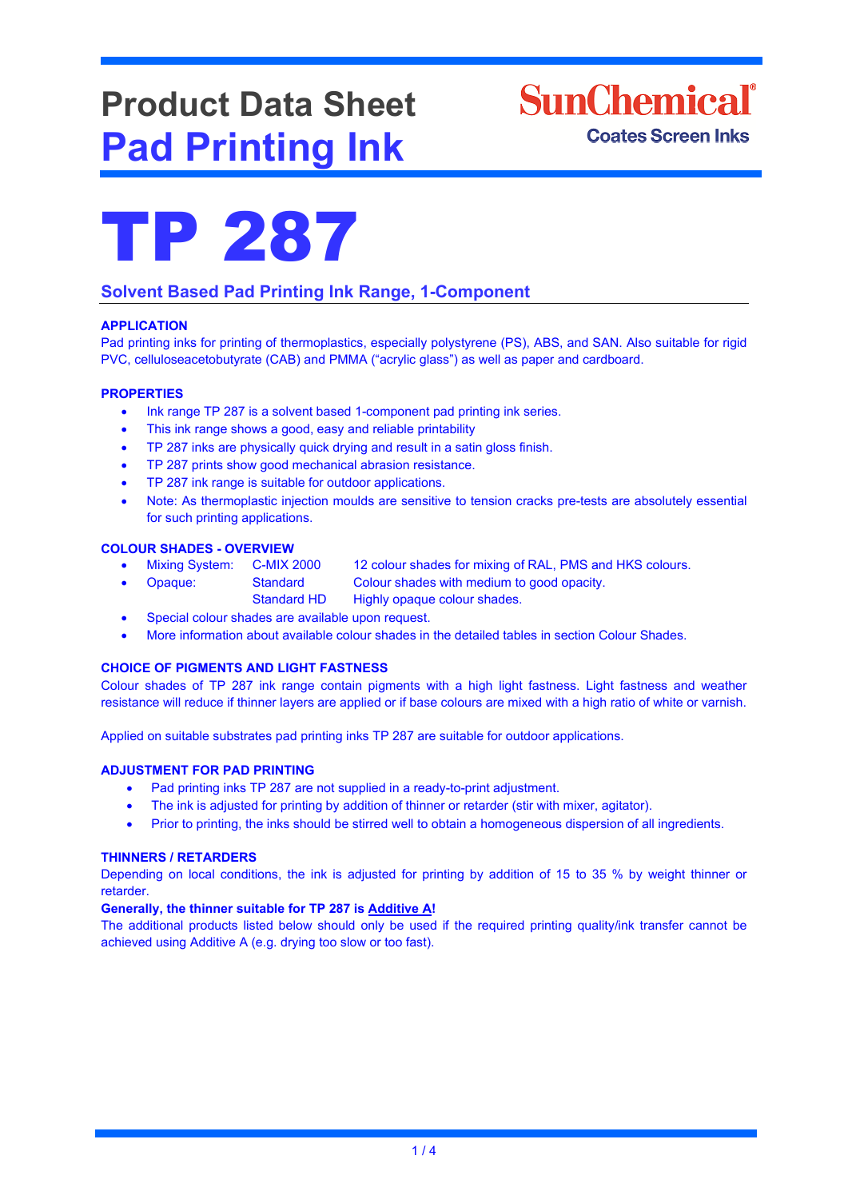# Product Data Sheet
# Pad Printing Ink

SunChemical®
Coates Screen Inks

# TP 287

## Solvent Based Pad Printing Ink Range, 1-Component

### APPLICATION

Pad printing inks for printing of thermoplastics, especially polystyrene (PS), ABS, and SAN. Also suitable for rigid PVC, celluloseacetobutyrate (CAB) and PMMA ("acrylic glass") as well as paper and cardboard.

### PROPERTIES

- Ink range TP 287 is a solvent based 1-component pad printing ink series.
- This ink range shows a good, easy and reliable printability
- TP 287 inks are physically quick drying and result in a satin gloss finish.
- TP 287 prints show good mechanical abrasion resistance.
- TP 287 ink range is suitable for outdoor applications.
- Note: As thermoplastic injection moulds are sensitive to tension cracks pre-tests are absolutely essential for such printing applications.

### COLOUR SHADES - OVERVIEW

- Mixing System: C-MIX 2000 — 12 colour shades for mixing of RAL, PMS and HKS colours.
- Opaque: Standard — Colour shades with medium to good opacity.
  Standard HD — Highly opaque colour shades.
- Special colour shades are available upon request.
- More information about available colour shades in the detailed tables in section Colour Shades.

### CHOICE OF PIGMENTS AND LIGHT FASTNESS

Colour shades of TP 287 ink range contain pigments with a high light fastness. Light fastness and weather resistance will reduce if thinner layers are applied or if base colours are mixed with a high ratio of white or varnish.

Applied on suitable substrates pad printing inks TP 287 are suitable for outdoor applications.

### ADJUSTMENT FOR PAD PRINTING

- Pad printing inks TP 287 are not supplied in a ready-to-print adjustment.
- The ink is adjusted for printing by addition of thinner or retarder (stir with mixer, agitator).
- Prior to printing, the inks should be stirred well to obtain a homogeneous dispersion of all ingredients.

### THINNERS / RETARDERS

Depending on local conditions, the ink is adjusted for printing by addition of 15 to 35 % by weight thinner or retarder.

**Generally, the thinner suitable for TP 287 is Additive A!**

The additional products listed below should only be used if the required printing quality/ink transfer cannot be achieved using Additive A (e.g. drying too slow or too fast).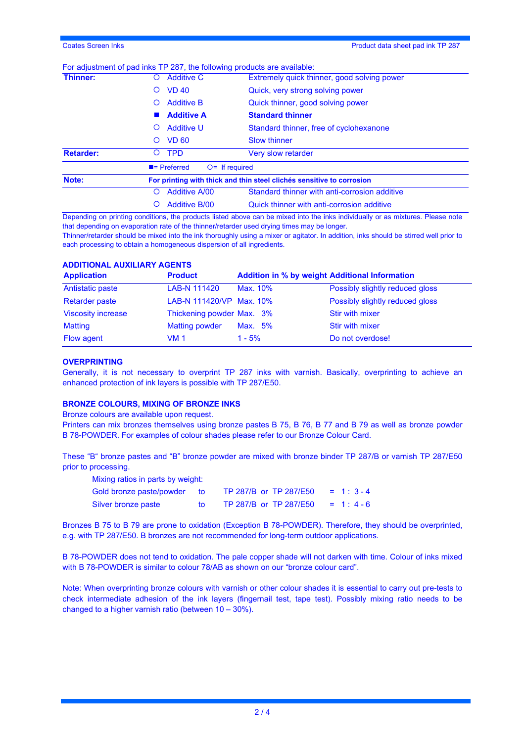For adjustment of pad inks TP 287, the following products are available:

| | | | |
|---|---|---|---|
| **Thinner:** | ○ | Additive C | Extremely quick thinner, good solving power |
| | ○ | VD 40 | Quick, very strong solving power |
| | ○ | Additive B | Quick thinner, good solving power |
| | ■ | **Additive A** | **Standard thinner** |
| | ○ | Additive U | Standard thinner, free of cyclohexanone |
| | ○ | VD 60 | Slow thinner |
| **Retarder:** | ○ | TPD | Very slow retarder |
| | ■= Preferred | ○= If required | |
| **Note:** | **For printing with thick and thin steel clichés sensitive to corrosion** | | |
| | ○ | Additive A/00 | Standard thinner with anti-corrosion additive |
| | ○ | Additive B/00 | Quick thinner with anti-corrosion additive |

Depending on printing conditions, the products listed above can be mixed into the inks individually or as mixtures. Please note that depending on evaporation rate of the thinner/retarder used drying times may be longer.
Thinner/retarder should be mixed into the ink thoroughly using a mixer or agitator. In addition, inks should be stirred well prior to each processing to obtain a homogeneous dispersion of all ingredients.

## ADDITIONAL AUXILIARY AGENTS

| Application | Product | Addition in % by weight | Additional Information |
|---|---|---|---|
| Antistatic paste | LAB-N 111420 | Max. 10% | Possibly slightly reduced gloss |
| Retarder paste | LAB-N 111420/VP | Max. 10% | Possibly slightly reduced gloss |
| Viscosity increase | Thickening powder | Max. 3% | Stir with mixer |
| Matting | Matting powder | Max. 5% | Stir with mixer |
| Flow agent | VM 1 | 1 - 5% | Do not overdose! |

## OVERPRINTING

Generally, it is not necessary to overprint TP 287 inks with varnish. Basically, overprinting to achieve an enhanced protection of ink layers is possible with TP 287/E50.

## BRONZE COLOURS, MIXING OF BRONZE INKS

Bronze colours are available upon request.
Printers can mix bronzes themselves using bronze pastes B 75, B 76, B 77 and B 79 as well as bronze powder B 78-POWDER. For examples of colour shades please refer to our Bronze Colour Card.

These “B“ bronze pastes and “B” bronze powder are mixed with bronze binder TP 287/B or varnish TP 287/E50 prior to processing.

Mixing ratios in parts by weight:

| | | | |
|---|---|---|---|
| Gold bronze paste/powder | to | TP 287/B or TP 287/E50 | = 1 : 3 - 4 |
| Silver bronze paste | to | TP 287/B or TP 287/E50 | = 1 : 4 - 6 |

Bronzes B 75 to B 79 are prone to oxidation (Exception B 78-POWDER). Therefore, they should be overprinted, e.g. with TP 287/E50. B bronzes are not recommended for long-term outdoor applications.

B 78-POWDER does not tend to oxidation. The pale copper shade will not darken with time. Colour of inks mixed with B 78-POWDER is similar to colour 78/AB as shown on our “bronze colour card”.

Note: When overprinting bronze colours with varnish or other colour shades it is essential to carry out pre-tests to check intermediate adhesion of the ink layers (fingernail test, tape test). Possibly mixing ratio needs to be changed to a higher varnish ratio (between 10 – 30%).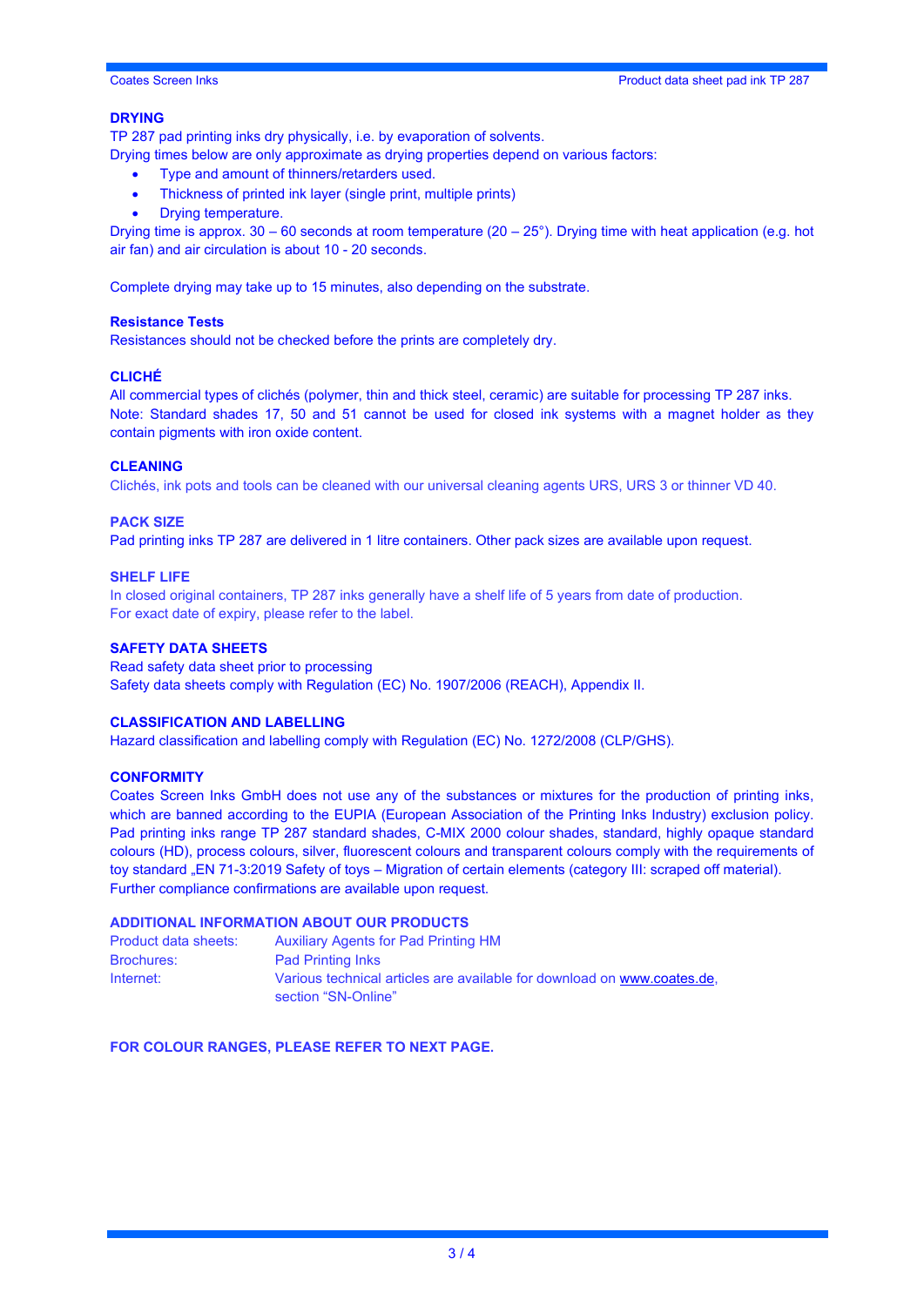## DRYING

TP 287 pad printing inks dry physically, i.e. by evaporation of solvents.
Drying times below are only approximate as drying properties depend on various factors:

- Type and amount of thinners/retarders used.
- Thickness of printed ink layer (single print, multiple prints)
- Drying temperature.

Drying time is approx. 30 – 60 seconds at room temperature (20 – 25°). Drying time with heat application (e.g. hot air fan) and air circulation is about 10 - 20 seconds.

Complete drying may take up to 15 minutes, also depending on the substrate.

### Resistance Tests

Resistances should not be checked before the prints are completely dry.

## CLICHÉ

All commercial types of clichés (polymer, thin and thick steel, ceramic) are suitable for processing TP 287 inks.
Note: Standard shades 17, 50 and 51 cannot be used for closed ink systems with a magnet holder as they contain pigments with iron oxide content.

## CLEANING

Clichés, ink pots and tools can be cleaned with our universal cleaning agents URS, URS 3 or thinner VD 40.

## PACK SIZE

Pad printing inks TP 287 are delivered in 1 litre containers. Other pack sizes are available upon request.

## SHELF LIFE

In closed original containers, TP 287 inks generally have a shelf life of 5 years from date of production.
For exact date of expiry, please refer to the label.

## SAFETY DATA SHEETS

Read safety data sheet prior to processing
Safety data sheets comply with Regulation (EC) No. 1907/2006 (REACH), Appendix II.

## CLASSIFICATION AND LABELLING

Hazard classification and labelling comply with Regulation (EC) No. 1272/2008 (CLP/GHS).

## CONFORMITY

Coates Screen Inks GmbH does not use any of the substances or mixtures for the production of printing inks, which are banned according to the EUPIA (European Association of the Printing Inks Industry) exclusion policy. Pad printing inks range TP 287 standard shades, C-MIX 2000 colour shades, standard, highly opaque standard colours (HD), process colours, silver, fluorescent colours and transparent colours comply with the requirements of toy standard „EN 71-3:2019 Safety of toys – Migration of certain elements (category III: scraped off material).
Further compliance confirmations are available upon request.

## ADDITIONAL INFORMATION ABOUT OUR PRODUCTS

| | |
|---|---|
| Product data sheets: | Auxiliary Agents for Pad Printing HM |
| Brochures: | Pad Printing Inks |
| Internet: | Various technical articles are available for download on www.coates.de, section "SN-Online" |

**FOR COLOUR RANGES, PLEASE REFER TO NEXT PAGE.**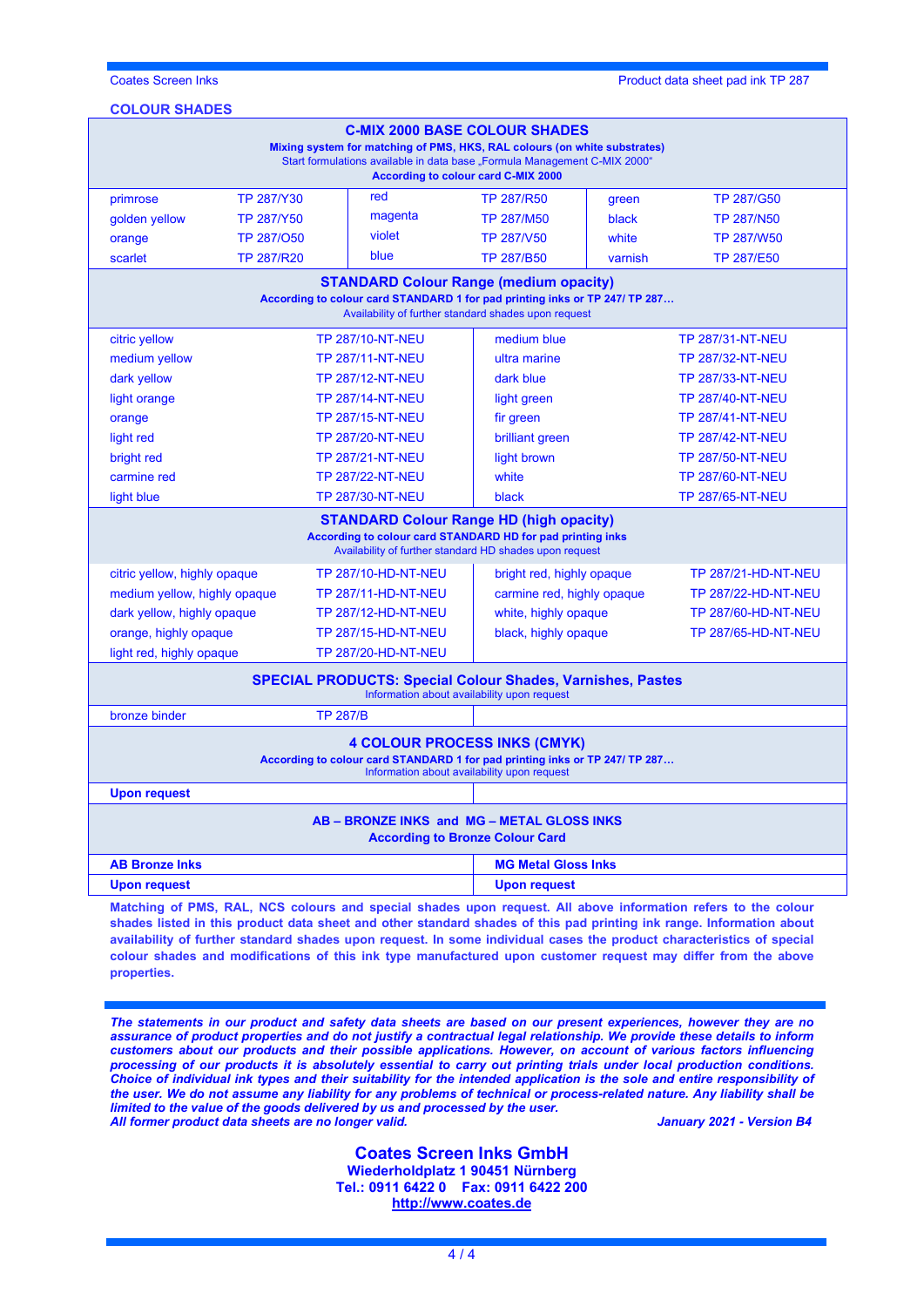## COLOUR SHADES

| | | | | | |
|---|---|---|---|---|---|
| **C-MIX 2000 BASE COLOUR SHADES**<br>**Mixing system for matching of PMS, HKS, RAL colours (on white substrates)**<br>Start formulations available in data base „Formula Management C-MIX 2000"<br>**According to colour card C-MIX 2000** | | | | | |
| primrose | TP 287/Y30 | red | TP 287/R50 | green | TP 287/G50 |
| golden yellow | TP 287/Y50 | magenta | TP 287/M50 | black | TP 287/N50 |
| orange | TP 287/O50 | violet | TP 287/V50 | white | TP 287/W50 |
| scarlet | TP 287/R20 | blue | TP 287/B50 | varnish | TP 287/E50 |

| | | | |
|---|---|---|---|
| **STANDARD Colour Range (medium opacity)**<br>**According to colour card STANDARD 1 for pad printing inks or TP 247/ TP 287…**<br>Availability of further standard shades upon request | | | |
| citric yellow | TP 287/10-NT-NEU | medium blue | TP 287/31-NT-NEU |
| medium yellow | TP 287/11-NT-NEU | ultra marine | TP 287/32-NT-NEU |
| dark yellow | TP 287/12-NT-NEU | dark blue | TP 287/33-NT-NEU |
| light orange | TP 287/14-NT-NEU | light green | TP 287/40-NT-NEU |
| orange | TP 287/15-NT-NEU | fir green | TP 287/41-NT-NEU |
| light red | TP 287/20-NT-NEU | brilliant green | TP 287/42-NT-NEU |
| bright red | TP 287/21-NT-NEU | light brown | TP 287/50-NT-NEU |
| carmine red | TP 287/22-NT-NEU | white | TP 287/60-NT-NEU |
| light blue | TP 287/30-NT-NEU | black | TP 287/65-NT-NEU |
| **STANDARD Colour Range HD (high opacity)**<br>**According to colour card STANDARD HD for pad printing inks**<br>Availability of further standard HD shades upon request | | | |
| citric yellow, highly opaque | TP 287/10-HD-NT-NEU | bright red, highly opaque | TP 287/21-HD-NT-NEU |
| medium yellow, highly opaque | TP 287/11-HD-NT-NEU | carmine red, highly opaque | TP 287/22-HD-NT-NEU |
| dark yellow, highly opaque | TP 287/12-HD-NT-NEU | white, highly opaque | TP 287/60-HD-NT-NEU |
| orange, highly opaque | TP 287/15-HD-NT-NEU | black, highly opaque | TP 287/65-HD-NT-NEU |
| light red, highly opaque | TP 287/20-HD-NT-NEU | | |
| **SPECIAL PRODUCTS: Special Colour Shades, Varnishes, Pastes**<br>Information about availability upon request | | | |
| bronze binder | TP 287/B | | |
| **4 COLOUR PROCESS INKS (CMYK)**<br>**According to colour card STANDARD 1 for pad printing inks or TP 247/ TP 287…**<br>Information about availability upon request | | | |
| **Upon request** | | | |
| **AB – BRONZE INKS and MG – METAL GLOSS INKS**<br>**According to Bronze Colour Card** | | | |
| **AB Bronze Inks** | | **MG Metal Gloss Inks** | |
| **Upon request** | | **Upon request** | |

**Matching of PMS, RAL, NCS colours and special shades upon request. All above information refers to the colour shades listed in this product data sheet and other standard shades of this pad printing ink range. Information about availability of further standard shades upon request. In some individual cases the product characteristics of special colour shades and modifications of this ink type manufactured upon customer request may differ from the above properties.**

***The statements in our product and safety data sheets are based on our present experiences, however they are no assurance of product properties and do not justify a contractual legal relationship. We provide these details to inform customers about our products and their possible applications. However, on account of various factors influencing processing of our products it is absolutely essential to carry out printing trials under local production conditions. Choice of individual ink types and their suitability for the intended application is the sole and entire responsibility of the user. We do not assume any liability for any problems of technical or process-related nature. Any liability shall be limited to the value of the goods delivered by us and processed by the user.***
***All former product data sheets are no longer valid.***

***January 2021 - Version B4***

**Coates Screen Inks GmbH**
**Wiederholdplatz 1 90451 Nürnberg**
**Tel.: 0911 6422 0 Fax: 0911 6422 200**
**http://www.coates.de**